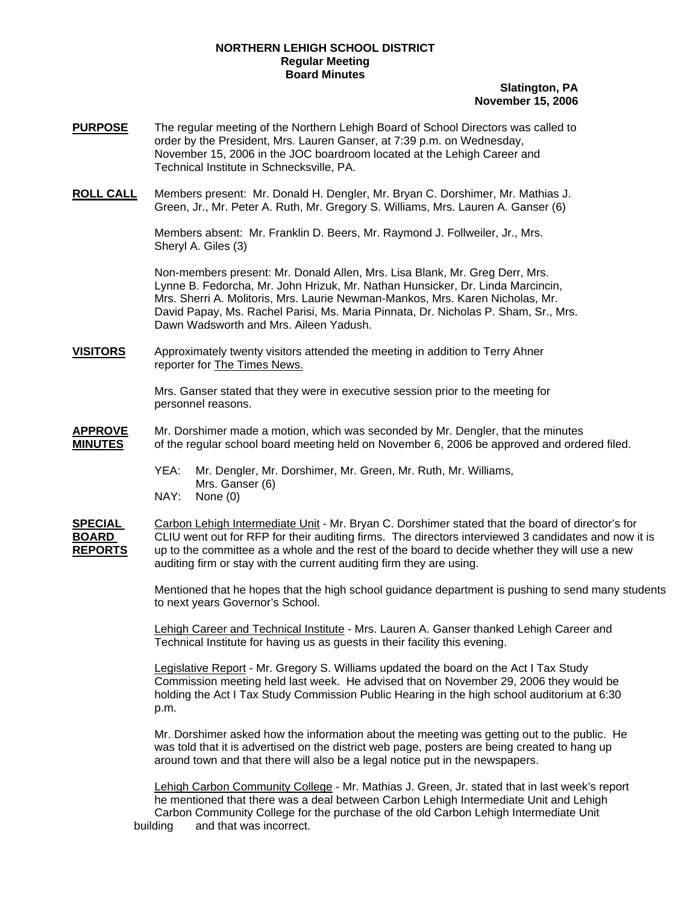**NORTHERN LEHIGH SCHOOL DISTRICT**
**Regular Meeting**
**Board Minutes**

**Slatington, PA**
**November 15, 2006**

**PURPOSE** The regular meeting of the Northern Lehigh Board of School Directors was called to order by the President, Mrs. Lauren Ganser, at 7:39 p.m. on Wednesday, November 15, 2006 in the JOC boardroom located at the Lehigh Career and Technical Institute in Schnecksville, PA.

**ROLL CALL** Members present: Mr. Donald H. Dengler, Mr. Bryan C. Dorshimer, Mr. Mathias J. Green, Jr., Mr. Peter A. Ruth, Mr. Gregory S. Williams, Mrs. Lauren A. Ganser (6)

Members absent: Mr. Franklin D. Beers, Mr. Raymond J. Follweiler, Jr., Mrs. Sheryl A. Giles (3)

Non-members present: Mr. Donald Allen, Mrs. Lisa Blank, Mr. Greg Derr, Mrs. Lynne B. Fedorcha, Mr. John Hrizuk, Mr. Nathan Hunsicker, Dr. Linda Marcincin, Mrs. Sherri A. Molitoris, Mrs. Laurie Newman-Mankos, Mrs. Karen Nicholas, Mr. David Papay, Ms. Rachel Parisi, Ms. Maria Pinnata, Dr. Nicholas P. Sham, Sr., Mrs. Dawn Wadsworth and Mrs. Aileen Yadush.

**VISITORS** Approximately twenty visitors attended the meeting in addition to Terry Ahner reporter for The Times News.

Mrs. Ganser stated that they were in executive session prior to the meeting for personnel reasons.

**APPROVE MINUTES** Mr. Dorshimer made a motion, which was seconded by Mr. Dengler, that the minutes of the regular school board meeting held on November 6, 2006 be approved and ordered filed.

YEA: Mr. Dengler, Mr. Dorshimer, Mr. Green, Mr. Ruth, Mr. Williams, Mrs. Ganser (6)
NAY: None (0)

**SPECIAL BOARD REPORTS** Carbon Lehigh Intermediate Unit - Mr. Bryan C. Dorshimer stated that the board of director's for CLIU went out for RFP for their auditing firms. The directors interviewed 3 candidates and now it is up to the committee as a whole and the rest of the board to decide whether they will use a new auditing firm or stay with the current auditing firm they are using.

Mentioned that he hopes that the high school guidance department is pushing to send many students to next years Governor's School.

Lehigh Career and Technical Institute - Mrs. Lauren A. Ganser thanked Lehigh Career and Technical Institute for having us as guests in their facility this evening.

Legislative Report - Mr. Gregory S. Williams updated the board on the Act I Tax Study Commission meeting held last week. He advised that on November 29, 2006 they would be holding the Act I Tax Study Commission Public Hearing in the high school auditorium at 6:30 p.m.

Mr. Dorshimer asked how the information about the meeting was getting out to the public. He was told that it is advertised on the district web page, posters are being created to hang up around town and that there will also be a legal notice put in the newspapers.

Lehigh Carbon Community College - Mr. Mathias J. Green, Jr. stated that in last week's report he mentioned that there was a deal between Carbon Lehigh Intermediate Unit and Lehigh Carbon Community College for the purchase of the old Carbon Lehigh Intermediate Unit building and that was incorrect.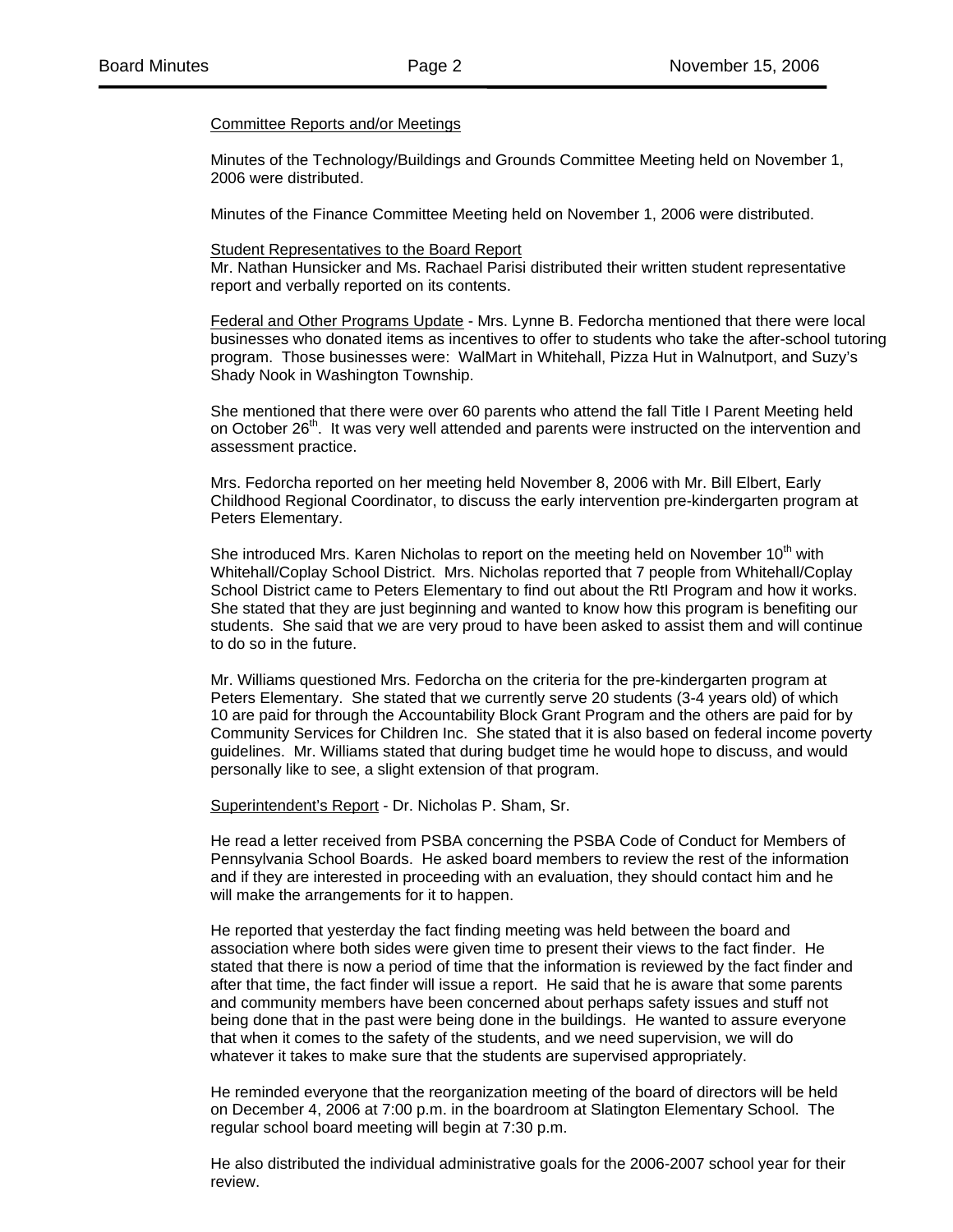Committee Reports and/or Meetings

Minutes of the Technology/Buildings and Grounds Committee Meeting held on November 1, 2006 were distributed.

Minutes of the Finance Committee Meeting held on November 1, 2006 were distributed.

Student Representatives to the Board Report
Mr. Nathan Hunsicker and Ms. Rachael Parisi distributed their written student representative report and verbally reported on its contents.

Federal and Other Programs Update - Mrs. Lynne B. Fedorcha mentioned that there were local businesses who donated items as incentives to offer to students who take the after-school tutoring program. Those businesses were: WalMart in Whitehall, Pizza Hut in Walnutport, and Suzy's Shady Nook in Washington Township.

She mentioned that there were over 60 parents who attend the fall Title I Parent Meeting held on October 26th. It was very well attended and parents were instructed on the intervention and assessment practice.

Mrs. Fedorcha reported on her meeting held November 8, 2006 with Mr. Bill Elbert, Early Childhood Regional Coordinator, to discuss the early intervention pre-kindergarten program at Peters Elementary.

She introduced Mrs. Karen Nicholas to report on the meeting held on November 10th with Whitehall/Coplay School District. Mrs. Nicholas reported that 7 people from Whitehall/Coplay School District came to Peters Elementary to find out about the RtI Program and how it works. She stated that they are just beginning and wanted to know how this program is benefiting our students. She said that we are very proud to have been asked to assist them and will continue to do so in the future.

Mr. Williams questioned Mrs. Fedorcha on the criteria for the pre-kindergarten program at Peters Elementary. She stated that we currently serve 20 students (3-4 years old) of which 10 are paid for through the Accountability Block Grant Program and the others are paid for by Community Services for Children Inc. She stated that it is also based on federal income poverty guidelines. Mr. Williams stated that during budget time he would hope to discuss, and would personally like to see, a slight extension of that program.

Superintendent's Report - Dr. Nicholas P. Sham, Sr.

He read a letter received from PSBA concerning the PSBA Code of Conduct for Members of Pennsylvania School Boards. He asked board members to review the rest of the information and if they are interested in proceeding with an evaluation, they should contact him and he will make the arrangements for it to happen.

He reported that yesterday the fact finding meeting was held between the board and association where both sides were given time to present their views to the fact finder. He stated that there is now a period of time that the information is reviewed by the fact finder and after that time, the fact finder will issue a report. He said that he is aware that some parents and community members have been concerned about perhaps safety issues and stuff not being done that in the past were being done in the buildings. He wanted to assure everyone that when it comes to the safety of the students, and we need supervision, we will do whatever it takes to make sure that the students are supervised appropriately.

He reminded everyone that the reorganization meeting of the board of directors will be held on December 4, 2006 at 7:00 p.m. in the boardroom at Slatington Elementary School. The regular school board meeting will begin at 7:30 p.m.

He also distributed the individual administrative goals for the 2006-2007 school year for their review.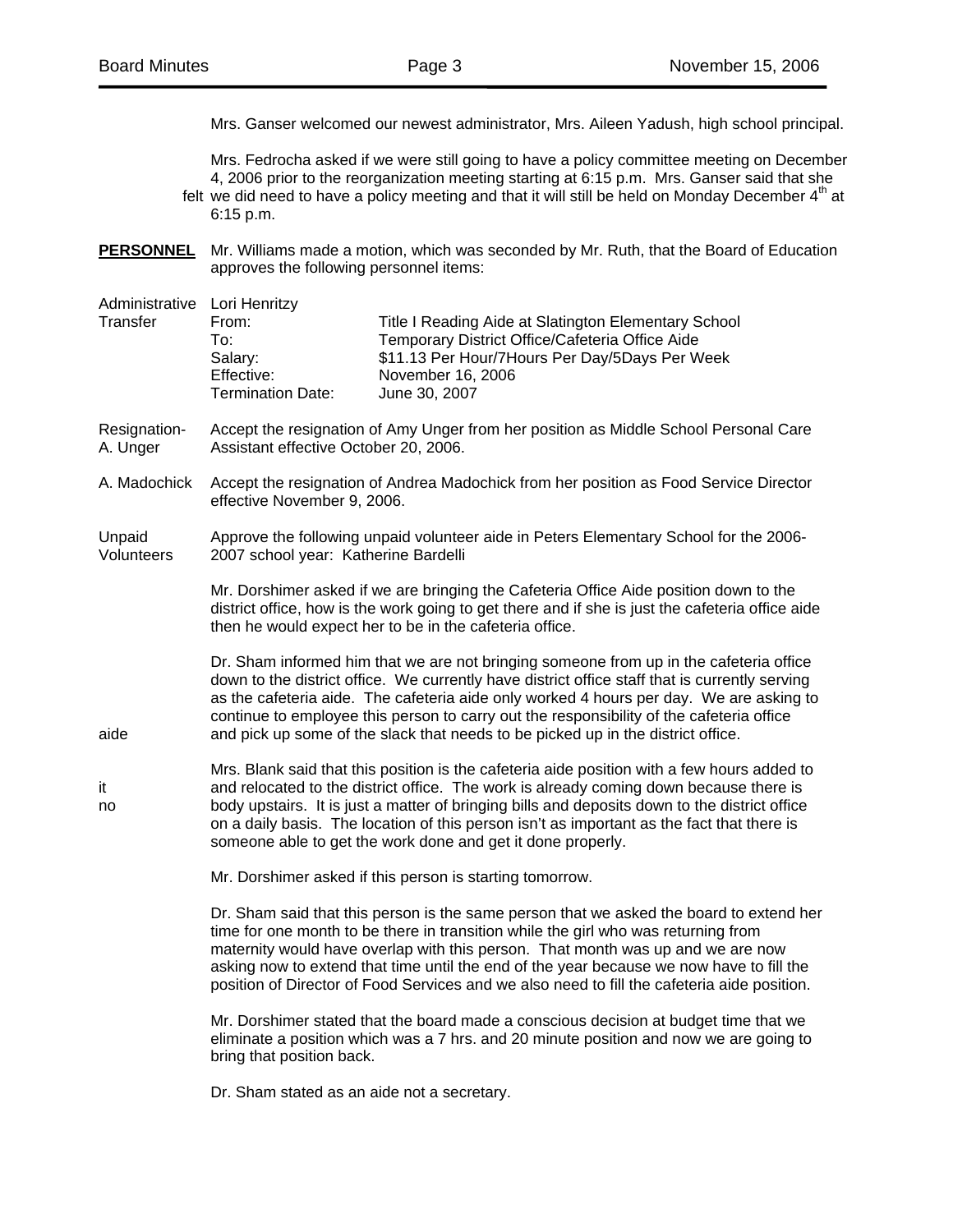Mrs. Ganser welcomed our newest administrator, Mrs. Aileen Yadush, high school principal.

Mrs. Fedrocha asked if we were still going to have a policy committee meeting on December 4, 2006 prior to the reorganization meeting starting at 6:15 p.m. Mrs. Ganser said that she felt we did need to have a policy meeting and that it will still be held on Monday December 4th at 6:15 p.m.

**PERSONNEL** Mr. Williams made a motion, which was seconded by Mr. Ruth, that the Board of Education approves the following personnel items:

Administrative Transfer

Lori Henritzy

| | |
|---|---|
| From: | Title I Reading Aide at Slatington Elementary School |
| To: | Temporary District Office/Cafeteria Office Aide |
| Salary: | $11.13 Per Hour/7Hours Per Day/5Days Per Week |
| Effective: | November 16, 2006 |
| Termination Date: | June 30, 2007 |

Resignation- A. Unger — Accept the resignation of Amy Unger from her position as Middle School Personal Care Assistant effective October 20, 2006.

A. Madochick — Accept the resignation of Andrea Madochick from her position as Food Service Director effective November 9, 2006.

Unpaid Volunteers — Approve the following unpaid volunteer aide in Peters Elementary School for the 2006-2007 school year: Katherine Bardelli

Mr. Dorshimer asked if we are bringing the Cafeteria Office Aide position down to the district office, how is the work going to get there and if she is just the cafeteria office aide then he would expect her to be in the cafeteria office.

Dr. Sham informed him that we are not bringing someone from up in the cafeteria office down to the district office. We currently have district office staff that is currently serving as the cafeteria aide. The cafeteria aide only worked 4 hours per day. We are asking to continue to employee this person to carry out the responsibility of the cafeteria office aide and pick up some of the slack that needs to be picked up in the district office.

Mrs. Blank said that this position is the cafeteria aide position with a few hours added to it and relocated to the district office. The work is already coming down because there is no body upstairs. It is just a matter of bringing bills and deposits down to the district office on a daily basis. The location of this person isn't as important as the fact that there is someone able to get the work done and get it done properly.

Mr. Dorshimer asked if this person is starting tomorrow.

Dr. Sham said that this person is the same person that we asked the board to extend her time for one month to be there in transition while the girl who was returning from maternity would have overlap with this person. That month was up and we are now asking now to extend that time until the end of the year because we now have to fill the position of Director of Food Services and we also need to fill the cafeteria aide position.

Mr. Dorshimer stated that the board made a conscious decision at budget time that we eliminate a position which was a 7 hrs. and 20 minute position and now we are going to bring that position back.

Dr. Sham stated as an aide not a secretary.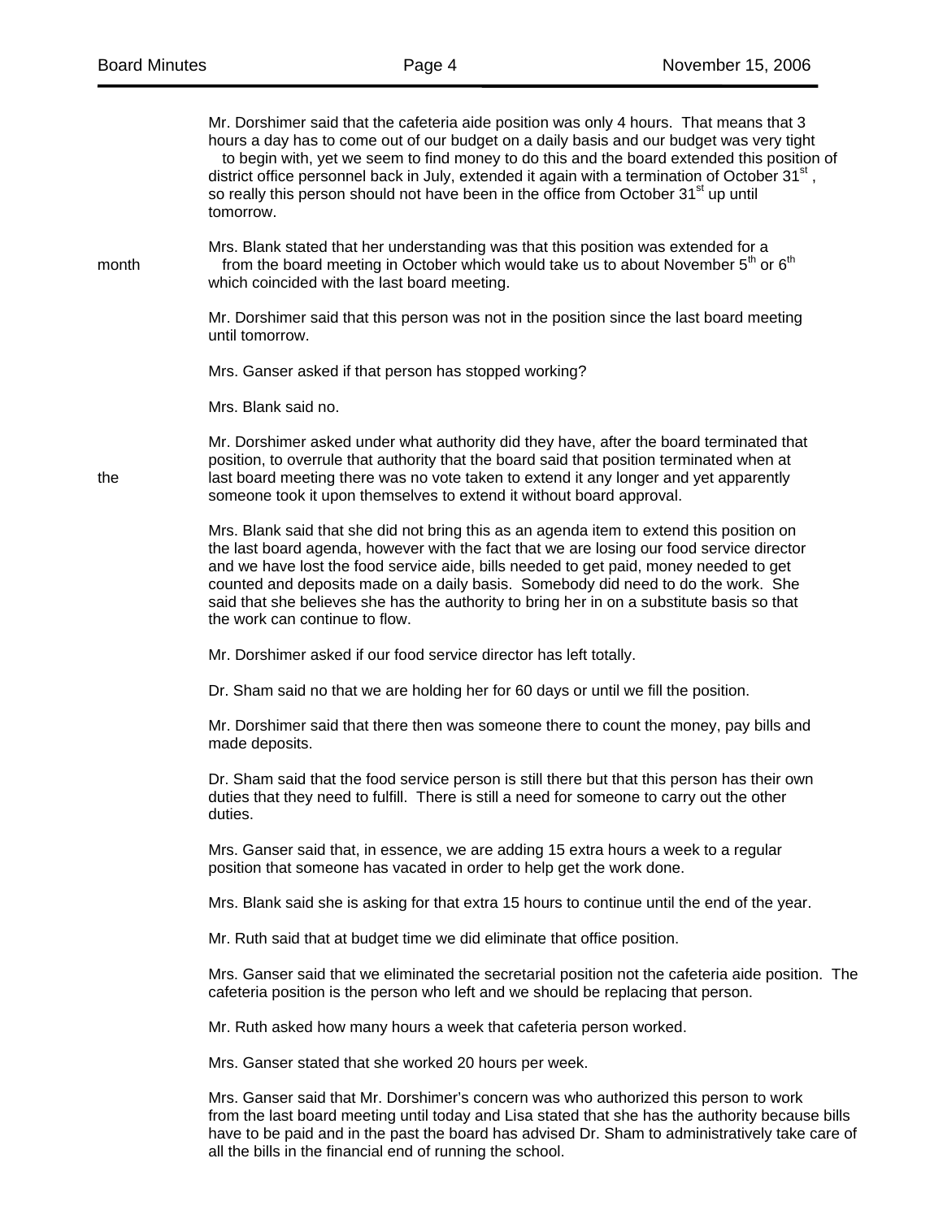Mr. Dorshimer said that the cafeteria aide position was only 4 hours. That means that 3 hours a day has to come out of our budget on a daily basis and our budget was very tight to begin with, yet we seem to find money to do this and the board extended this position of district office personnel back in July, extended it again with a termination of October 31st, so really this person should not have been in the office from October 31st up until tomorrow.

Mrs. Blank stated that her understanding was that this position was extended for a month from the board meeting in October which would take us to about November 5th or 6th which coincided with the last board meeting.

Mr. Dorshimer said that this person was not in the position since the last board meeting until tomorrow.

Mrs. Ganser asked if that person has stopped working?

Mrs. Blank said no.

Mr. Dorshimer asked under what authority did they have, after the board terminated that position, to overrule that authority that the board said that position terminated when at the last board meeting there was no vote taken to extend it any longer and yet apparently someone took it upon themselves to extend it without board approval.

Mrs. Blank said that she did not bring this as an agenda item to extend this position on the last board agenda, however with the fact that we are losing our food service director and we have lost the food service aide, bills needed to get paid, money needed to get counted and deposits made on a daily basis. Somebody did need to do the work. She said that she believes she has the authority to bring her in on a substitute basis so that the work can continue to flow.

Mr. Dorshimer asked if our food service director has left totally.

Dr. Sham said no that we are holding her for 60 days or until we fill the position.

Mr. Dorshimer said that there then was someone there to count the money, pay bills and made deposits.

Dr. Sham said that the food service person is still there but that this person has their own duties that they need to fulfill. There is still a need for someone to carry out the other duties.

Mrs. Ganser said that, in essence, we are adding 15 extra hours a week to a regular position that someone has vacated in order to help get the work done.

Mrs. Blank said she is asking for that extra 15 hours to continue until the end of the year.

Mr. Ruth said that at budget time we did eliminate that office position.

Mrs. Ganser said that we eliminated the secretarial position not the cafeteria aide position. The cafeteria position is the person who left and we should be replacing that person.

Mr. Ruth asked how many hours a week that cafeteria person worked.

Mrs. Ganser stated that she worked 20 hours per week.

Mrs. Ganser said that Mr. Dorshimer's concern was who authorized this person to work from the last board meeting until today and Lisa stated that she has the authority because bills have to be paid and in the past the board has advised Dr. Sham to administratively take care of all the bills in the financial end of running the school.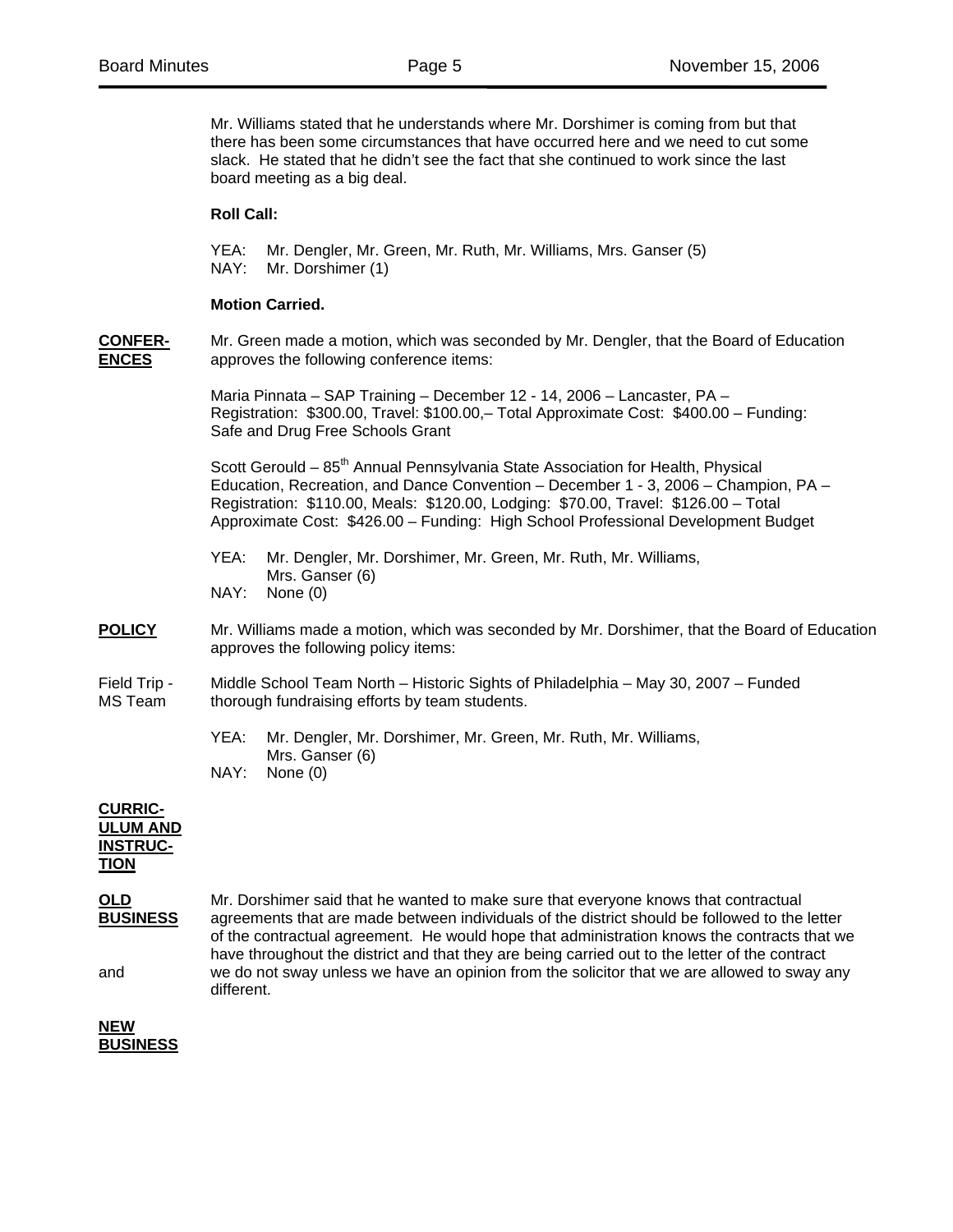Mr. Williams stated that he understands where Mr. Dorshimer is coming from but that there has been some circumstances that have occurred here and we need to cut some slack. He stated that he didn't see the fact that she continued to work since the last board meeting as a big deal.

**Roll Call:**

YEA: Mr. Dengler, Mr. Green, Mr. Ruth, Mr. Williams, Mrs. Ganser (5)
NAY: Mr. Dorshimer (1)

**Motion Carried.**

**CONFERENCES**

Mr. Green made a motion, which was seconded by Mr. Dengler, that the Board of Education approves the following conference items:

Maria Pinnata – SAP Training – December 12 - 14, 2006 – Lancaster, PA – Registration: $300.00, Travel: $100.00,– Total Approximate Cost: $400.00 – Funding: Safe and Drug Free Schools Grant

Scott Gerould – 85th Annual Pennsylvania State Association for Health, Physical Education, Recreation, and Dance Convention – December 1 - 3, 2006 – Champion, PA – Registration: $110.00, Meals: $120.00, Lodging: $70.00, Travel: $126.00 – Total Approximate Cost: $426.00 – Funding: High School Professional Development Budget

YEA: Mr. Dengler, Mr. Dorshimer, Mr. Green, Mr. Ruth, Mr. Williams, Mrs. Ganser (6)
NAY: None (0)

**POLICY**

Mr. Williams made a motion, which was seconded by Mr. Dorshimer, that the Board of Education approves the following policy items:

Field Trip - MS Team

Middle School Team North – Historic Sights of Philadelphia – May 30, 2007 – Funded thorough fundraising efforts by team students.

YEA: Mr. Dengler, Mr. Dorshimer, Mr. Green, Mr. Ruth, Mr. Williams, Mrs. Ganser (6)
NAY: None (0)

**CURRICULUM AND INSTRUCTION**

**OLD BUSINESS and NEW BUSINESS**

Mr. Dorshimer said that he wanted to make sure that everyone knows that contractual agreements that are made between individuals of the district should be followed to the letter of the contractual agreement. He would hope that administration knows the contracts that we have throughout the district and that they are being carried out to the letter of the contract we do not sway unless we have an opinion from the solicitor that we are allowed to sway any different.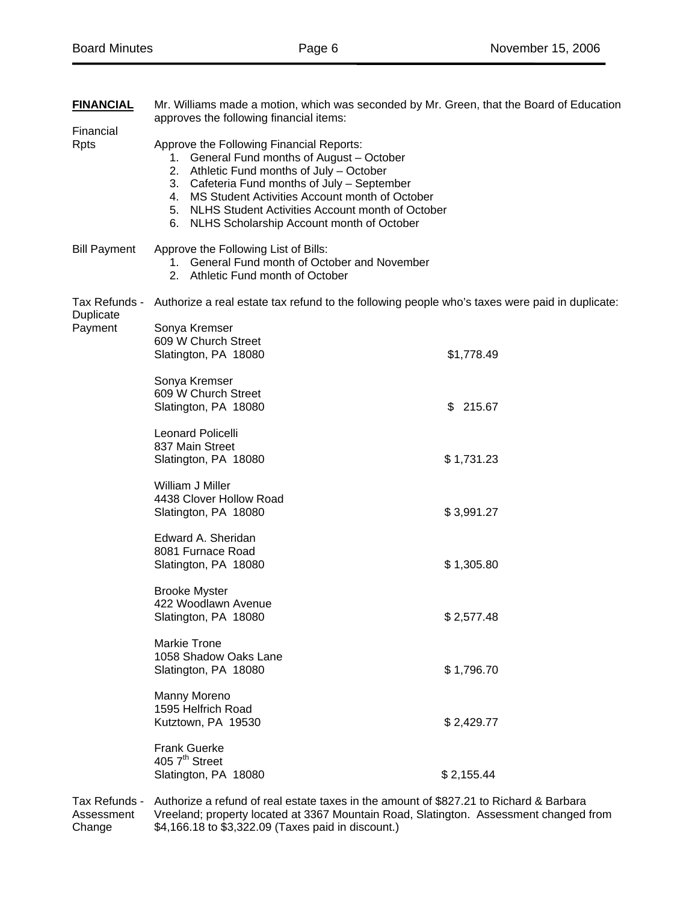**FINANCIAL**

Mr. Williams made a motion, which was seconded by Mr. Green, that the Board of Education approves the following financial items:

Financial Rpts

Approve the Following Financial Reports:

1. General Fund months of August – October
2. Athletic Fund months of July – October
3. Cafeteria Fund months of July – September
4. MS Student Activities Account month of October
5. NLHS Student Activities Account month of October
6. NLHS Scholarship Account month of October

Bill Payment

Approve the Following List of Bills:

1. General Fund month of October and November
2. Athletic Fund month of October

Tax Refunds - Duplicate Payment

Authorize a real estate tax refund to the following people who's taxes were paid in duplicate:

| Name / Address | Amount |
|---|---|
| Sonya Kremser<br>609 W Church Street<br>Slatington, PA 18080 | $1,778.49 |
| Sonya Kremser<br>609 W Church Street<br>Slatington, PA 18080 | $ 215.67 |
| Leonard Policelli<br>837 Main Street<br>Slatington, PA 18080 | $ 1,731.23 |
| William J Miller<br>4438 Clover Hollow Road<br>Slatington, PA 18080 | $ 3,991.27 |
| Edward A. Sheridan<br>8081 Furnace Road<br>Slatington, PA 18080 | $ 1,305.80 |
| Brooke Myster<br>422 Woodlawn Avenue<br>Slatington, PA 18080 | $ 2,577.48 |
| Markie Trone<br>1058 Shadow Oaks Lane<br>Slatington, PA 18080 | $ 1,796.70 |
| Manny Moreno<br>1595 Helfrich Road<br>Kutztown, PA 19530 | $ 2,429.77 |
| Frank Guerke<br>405 7th Street<br>Slatington, PA 18080 | $ 2,155.44 |

Tax Refunds - Assessment Change

Authorize a refund of real estate taxes in the amount of $827.21 to Richard & Barbara Vreeland; property located at 3367 Mountain Road, Slatington. Assessment changed from $4,166.18 to $3,322.09 (Taxes paid in discount.)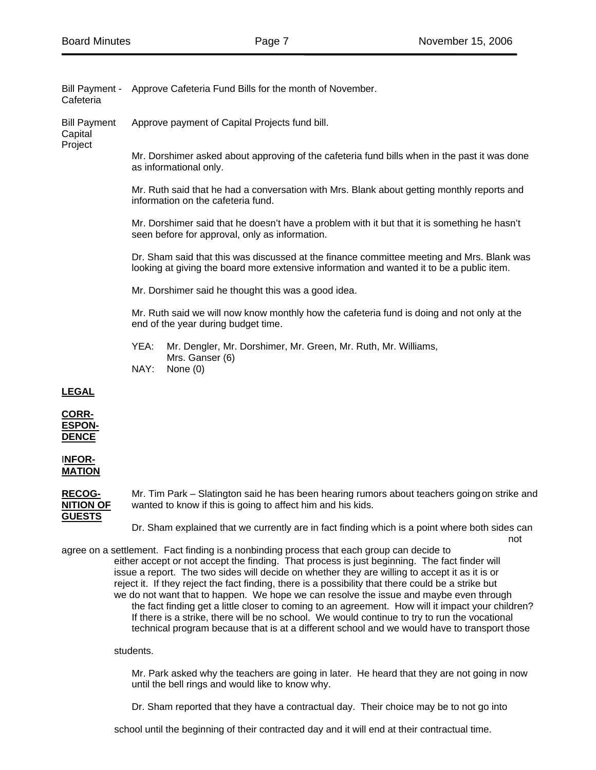**Bill Payment - Cafeteria**

Approve Cafeteria Fund Bills for the month of November.

**Bill Payment Capital Project**

Approve payment of Capital Projects fund bill.

Mr. Dorshimer asked about approving of the cafeteria fund bills when in the past it was done as informational only.

Mr. Ruth said that he had a conversation with Mrs. Blank about getting monthly reports and information on the cafeteria fund.

Mr. Dorshimer said that he doesn't have a problem with it but that it is something he hasn't seen before for approval, only as information.

Dr. Sham said that this was discussed at the finance committee meeting and Mrs. Blank was looking at giving the board more extensive information and wanted it to be a public item.

Mr. Dorshimer said he thought this was a good idea.

Mr. Ruth said we will now know monthly how the cafeteria fund is doing and not only at the end of the year during budget time.

YEA: Mr. Dengler, Mr. Dorshimer, Mr. Green, Mr. Ruth, Mr. Williams, Mrs. Ganser (6)
NAY: None (0)

**LEGAL**

**CORRESPONDENCE**

**INFORMATION**

**RECOGNITION OF GUESTS**

Mr. Tim Park – Slatington said he has been hearing rumors about teachers going on strike and wanted to know if this is going to affect him and his kids.

Dr. Sham explained that we currently are in fact finding which is a point where both sides can not agree on a settlement. Fact finding is a nonbinding process that each group can decide to either accept or not accept the finding. That process is just beginning. The fact finder will issue a report. The two sides will decide on whether they are willing to accept it as it is or reject it. If they reject the fact finding, there is a possibility that there could be a strike but we do not want that to happen. We hope we can resolve the issue and maybe even through the fact finding get a little closer to coming to an agreement. How will it impact your children? If there is a strike, there will be no school. We would continue to try to run the vocational technical program because that is at a different school and we would have to transport those students.

Mr. Park asked why the teachers are going in later. He heard that they are not going in now until the bell rings and would like to know why.

Dr. Sham reported that they have a contractual day. Their choice may be to not go into school until the beginning of their contracted day and it will end at their contractual time.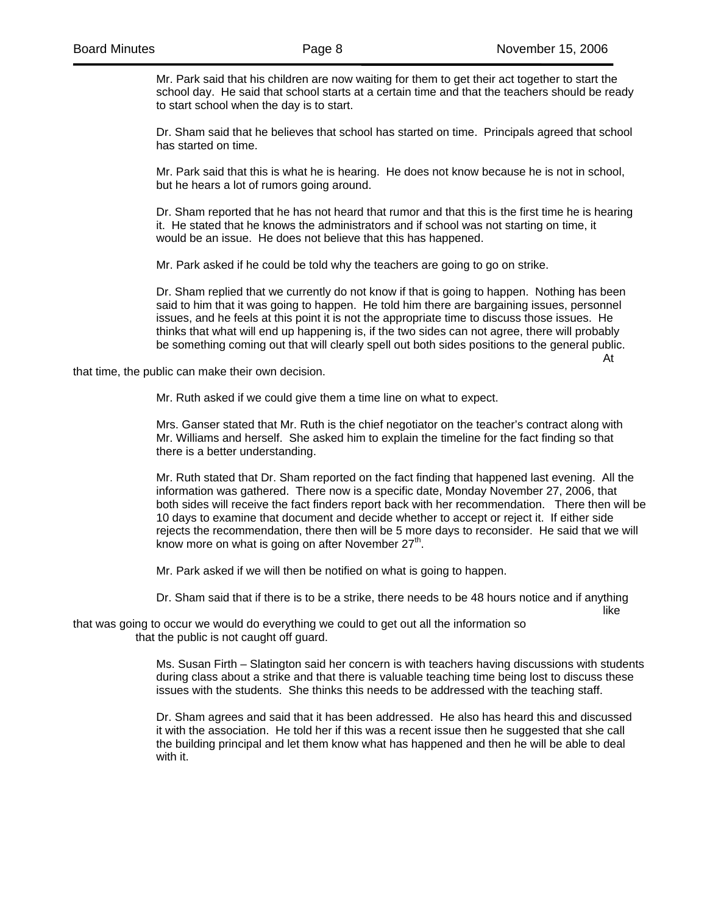Mr. Park said that his children are now waiting for them to get their act together to start the school day. He said that school starts at a certain time and that the teachers should be ready to start school when the day is to start.

Dr. Sham said that he believes that school has started on time. Principals agreed that school has started on time.

Mr. Park said that this is what he is hearing. He does not know because he is not in school, but he hears a lot of rumors going around.

Dr. Sham reported that he has not heard that rumor and that this is the first time he is hearing it. He stated that he knows the administrators and if school was not starting on time, it would be an issue. He does not believe that this has happened.

Mr. Park asked if he could be told why the teachers are going to go on strike.

Dr. Sham replied that we currently do not know if that is going to happen. Nothing has been said to him that it was going to happen. He told him there are bargaining issues, personnel issues, and he feels at this point it is not the appropriate time to discuss those issues. He thinks that what will end up happening is, if the two sides can not agree, there will probably be something coming out that will clearly spell out both sides positions to the general public. At that time, the public can make their own decision.

Mr. Ruth asked if we could give them a time line on what to expect.

Mrs. Ganser stated that Mr. Ruth is the chief negotiator on the teacher's contract along with Mr. Williams and herself. She asked him to explain the timeline for the fact finding so that there is a better understanding.

Mr. Ruth stated that Dr. Sham reported on the fact finding that happened last evening. All the information was gathered. There now is a specific date, Monday November 27, 2006, that both sides will receive the fact finders report back with her recommendation. There then will be 10 days to examine that document and decide whether to accept or reject it. If either side rejects the recommendation, there then will be 5 more days to reconsider. He said that we will know more on what is going on after November 27th.

Mr. Park asked if we will then be notified on what is going to happen.

Dr. Sham said that if there is to be a strike, there needs to be 48 hours notice and if anything like that was going to occur we would do everything we could to get out all the information so that the public is not caught off guard.

Ms. Susan Firth – Slatington said her concern is with teachers having discussions with students during class about a strike and that there is valuable teaching time being lost to discuss these issues with the students. She thinks this needs to be addressed with the teaching staff.

Dr. Sham agrees and said that it has been addressed. He also has heard this and discussed it with the association. He told her if this was a recent issue then he suggested that she call the building principal and let them know what has happened and then he will be able to deal with it.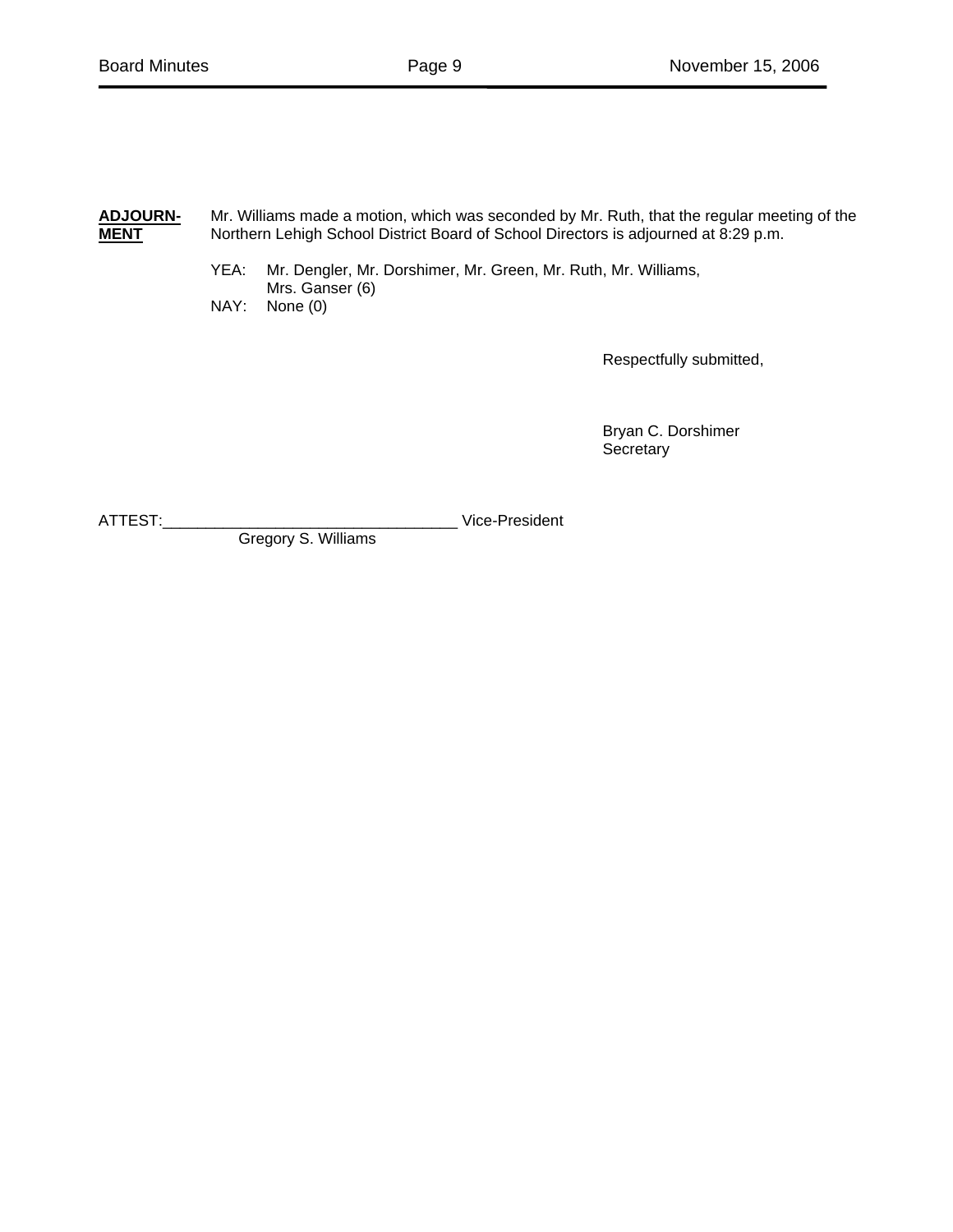**ADJOURN-MENT**

Mr. Williams made a motion, which was seconded by Mr. Ruth, that the regular meeting of the Northern Lehigh School District Board of School Directors is adjourned at 8:29 p.m.

YEA: Mr. Dengler, Mr. Dorshimer, Mr. Green, Mr. Ruth, Mr. Williams, Mrs. Ganser (6)
NAY: None (0)

Respectfully submitted,

Bryan C. Dorshimer
Secretary

ATTEST:_________________________________ Vice-President
Gregory S. Williams